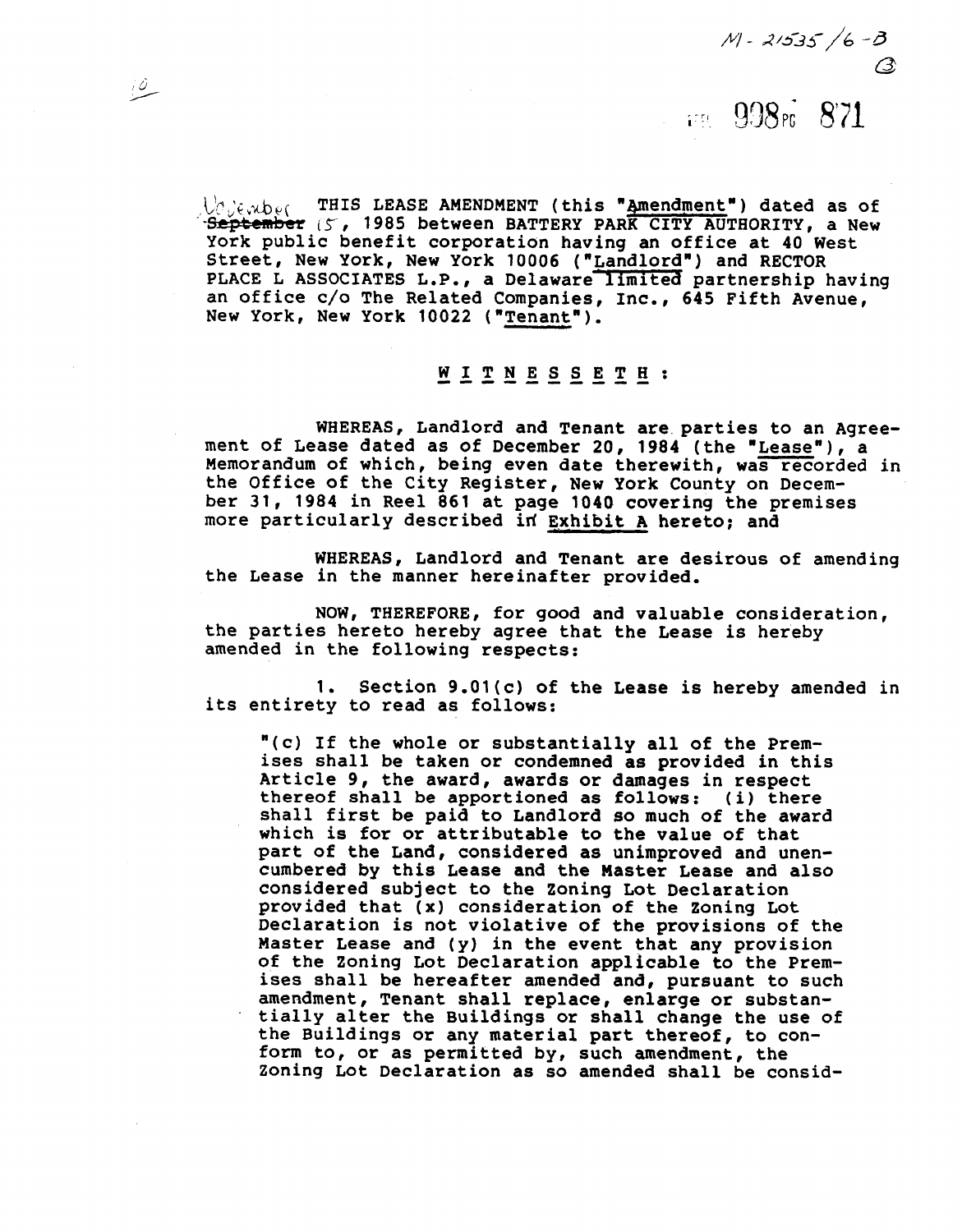M-21535/6-B

③

REEL 908 PG 871

~~September~~ November 15, 1985 THIS LEASE AMENDMENT (this "Amendment") dated as of November 15, 1985 between BATTERY PARK CITY AUTHORITY, a New York public benefit corporation having an office at 40 West Street, New York, New York 10006 ("Landlord") and RECTOR PLACE L ASSOCIATES L.P., a Delaware limited partnership having an office c/o The Related Companies, Inc., 645 Fifth Avenue, New York, New York 10022 ("Tenant").

W I T N E S S E T H :

WHEREAS, Landlord and Tenant are parties to an Agreement of Lease dated as of December 20, 1984 (the "Lease"), a Memorandum of which, being even date therewith, was recorded in the Office of the City Register, New York County on December 31, 1984 in Reel 861 at page 1040 covering the premises more particularly described in Exhibit A hereto; and

WHEREAS, Landlord and Tenant are desirous of amending the Lease in the manner hereinafter provided.

NOW, THEREFORE, for good and valuable consideration, the parties hereto hereby agree that the Lease is hereby amended in the following respects:

1. Section 9.01(c) of the Lease is hereby amended in its entirety to read as follows:

> "(c) If the whole or substantially all of the Premises shall be taken or condemned as provided in this Article 9, the award, awards or damages in respect thereof shall be apportioned as follows: (i) there shall first be paid to Landlord so much of the award which is for or attributable to the value of that part of the Land, considered as unimproved and unencumbered by this Lease and the Master Lease and also considered subject to the Zoning Lot Declaration provided that (x) consideration of the Zoning Lot Declaration is not violative of the provisions of the Master Lease and (y) in the event that any provision of the Zoning Lot Declaration applicable to the Premises shall be hereafter amended and, pursuant to such amendment, Tenant shall replace, enlarge or substantially alter the Buildings or shall change the use of the Buildings or any material part thereof, to conform to, or as permitted by, such amendment, the Zoning Lot Declaration as so amended shall be consid-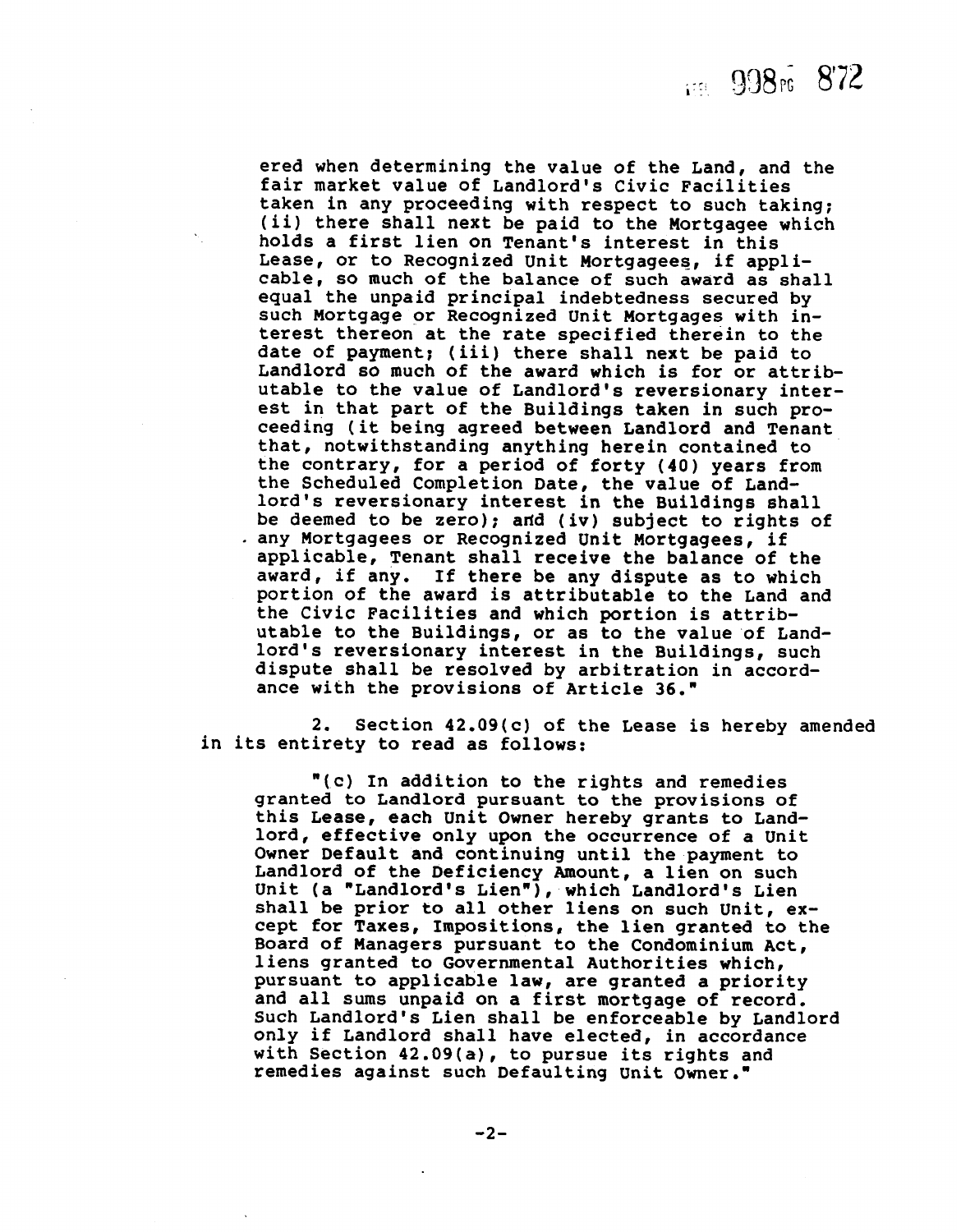ered when determining the value of the Land, and the fair market value of Landlord's Civic Facilities taken in any proceeding with respect to such taking; (ii) there shall next be paid to the Mortgagee which holds a first lien on Tenant's interest in this Lease, or to Recognized Unit Mortgagees, if applicable, so much of the balance of such award as shall equal the unpaid principal indebtedness secured by such Mortgage or Recognized Unit Mortgages with interest thereon at the rate specified therein to the date of payment; (iii) there shall next be paid to Landlord so much of the award which is for or attributable to the value of Landlord's reversionary interest in that part of the Buildings taken in such proceeding (it being agreed between Landlord and Tenant that, notwithstanding anything herein contained to the contrary, for a period of forty (40) years from the Scheduled Completion Date, the value of Landlord's reversionary interest in the Buildings shall be deemed to be zero); and (iv) subject to rights of any Mortgagees or Recognized Unit Mortgagees, if applicable, Tenant shall receive the balance of the award, if any. If there be any dispute as to which portion of the award is attributable to the Land and the Civic Facilities and which portion is attributable to the Buildings, or as to the value of Landlord's reversionary interest in the Buildings, such dispute shall be resolved by arbitration in accordance with the provisions of Article 36."

2. Section 42.09(c) of the Lease is hereby amended in its entirety to read as follows:

"(c) In addition to the rights and remedies granted to Landlord pursuant to the provisions of this Lease, each Unit Owner hereby grants to Landlord, effective only upon the occurrence of a Unit Owner Default and continuing until the payment to Landlord of the Deficiency Amount, a lien on such Unit (a "Landlord's Lien"), which Landlord's Lien shall be prior to all other liens on such Unit, except for Taxes, Impositions, the lien granted to the Board of Managers pursuant to the Condominium Act, liens granted to Governmental Authorities which, pursuant to applicable law, are granted a priority and all sums unpaid on a first mortgage of record. Such Landlord's Lien shall be enforceable by Landlord only if Landlord shall have elected, in accordance with Section 42.09(a), to pursue its rights and remedies against such Defaulting Unit Owner."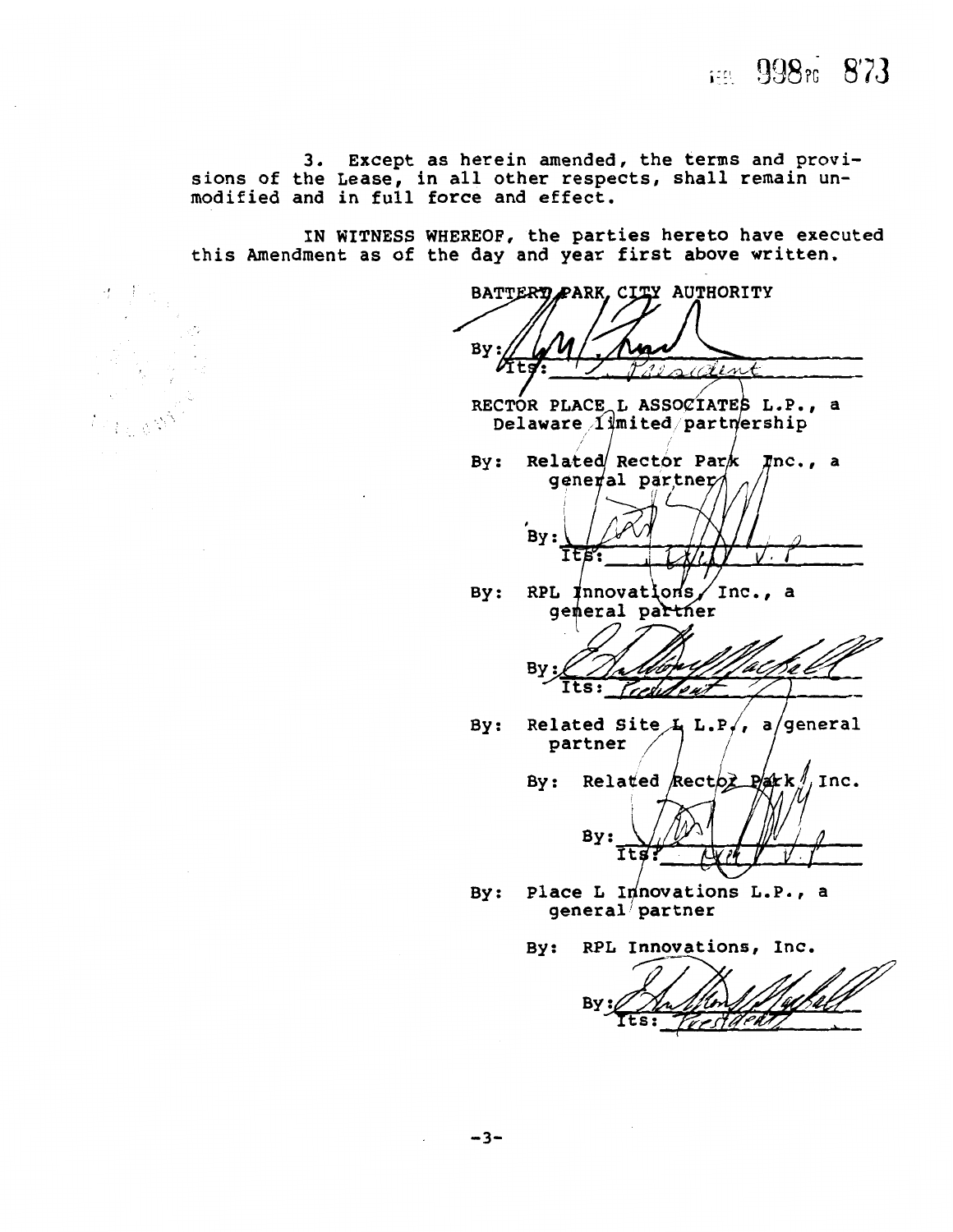3. Except as herein amended, the terms and provisions of the Lease, in all other respects, shall remain unmodified and in full force and effect.

IN WITNESS WHEREOF, the parties hereto have executed this Amendment as of the day and year first above written.

BATTERY PARK CITY AUTHORITY

By: ___________________________
Its: President

RECTOR PLACE L ASSOCIATES L.P., a Delaware limited partnership

By: Related Rector Park Inc., a general partner

By: ___________________________
Its: Exec. V.P.

By: RPL Innovations, Inc., a general partner

By: ___________________________
Its: President

By: Related Site L L.P., a general partner

By: Related Rector Park, Inc.

By: ___________________________
Its: Exec. V.P.

By: Place L Innovations L.P., a general partner

By: RPL Innovations, Inc.

By: ___________________________
Its: President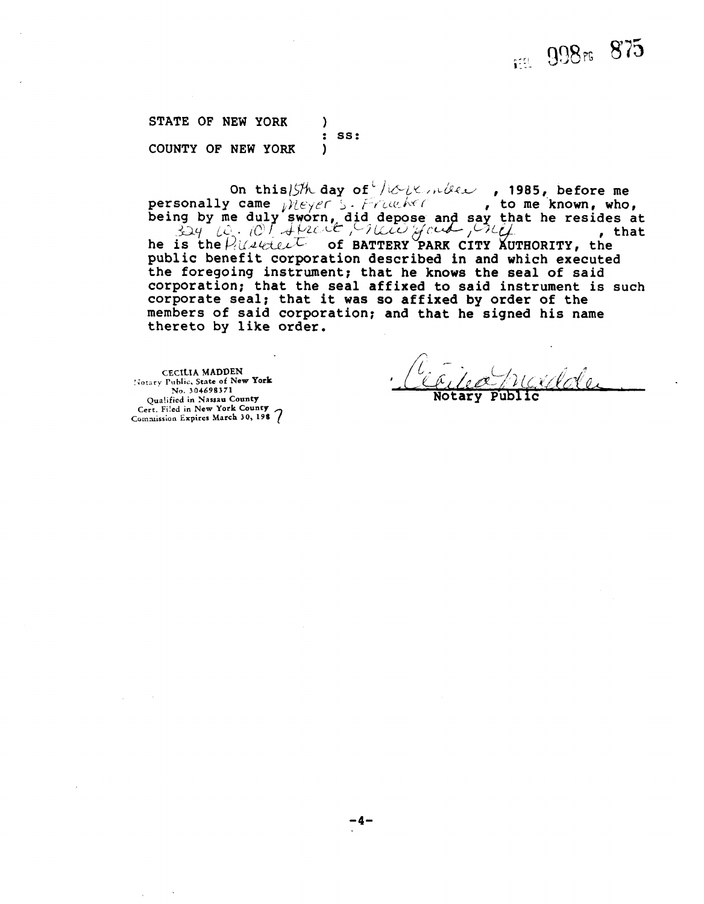REEL 998 PG 875

STATE OF NEW YORK )
: SS:
COUNTY OF NEW YORK )

On this 15th day of November, 1985, before me personally came Meyer S. Frucher, to me known, who, being by me duly sworn, did depose and say that he resides at 324 W. 101 Street, New York, City, that he is the President of BATTERY PARK CITY AUTHORITY, the public benefit corporation described in and which executed the foregoing instrument; that he knows the seal of said corporation; that the seal affixed to said instrument is such corporate seal; that it was so affixed by order of the members of said corporation; and that he signed his name thereto by like order.

CECILIA MADDEN
Notary Public, State of New York
No. 30469837I
Qualified in Nassau County
Cert. Filed in New York County
Commission Expires March 30, 1987

Cecilia Madden
Notary Public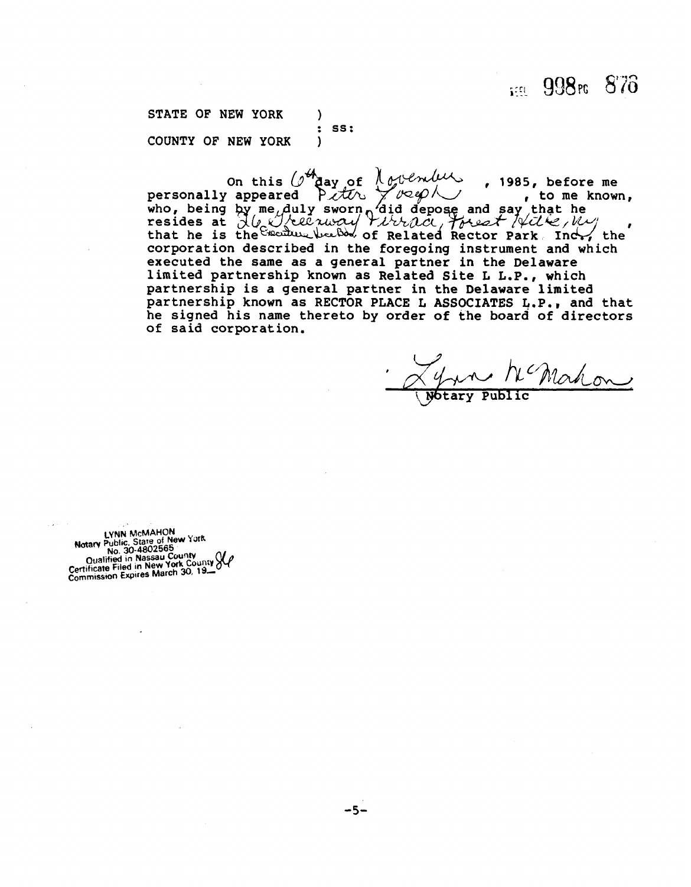REEL 998 PG 878

STATE OF NEW YORK )
: SS:
COUNTY OF NEW YORK )

On this 6th day of November, 1985, before me personally appeared Peter Joseph, to me known, who, being by me duly sworn, did depose and say that he resides at 26 Greenway Terrace, Forest Hills, NY, that he is the Executive Vice Pres. of Related Rector Park Inc., the corporation described in the foregoing instrument and which executed the same as a general partner in the Delaware limited partnership known as Related Site L L.P., which partnership is a general partner in the Delaware limited partnership known as RECTOR PLACE L ASSOCIATES L.P., and that he signed his name thereto by order of the board of directors of said corporation.

Lynn McMahon
Notary Public

LYNN McMAHON
Notary Public, State of New York
No. 30-4802565
Qualified in Nassau County
Certificate Filed in New York County
Commission Expires March 30, 1986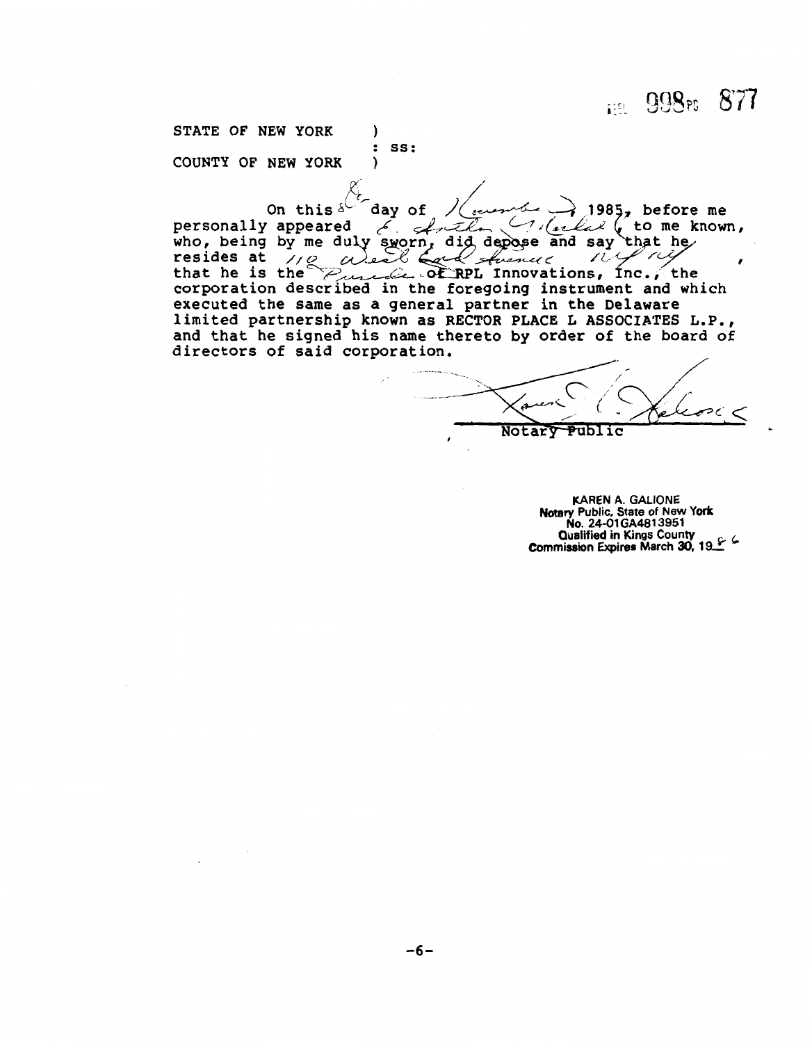REEL 998 PG 877

STATE OF NEW YORK )
: SS:
COUNTY OF NEW YORK )

On this 8th day of November, 1985, before me personally appeared E. Anthony Wilkinson, to me known, who, being by me duly sworn, did depose and say that he resides at 110 West End Avenue NY NY, that he is the President of RPL Innovations, Inc., the corporation described in the foregoing instrument and which executed the same as a general partner in the Delaware limited partnership known as RECTOR PLACE L ASSOCIATES L.P., and that he signed his name thereto by order of the board of directors of said corporation.

Karen A. Galione
Notary Public

KAREN A. GALIONE
Notary Public, State of New York
No. 24-01GA4813951
Qualified in Kings County
Commission Expires March 30, 1986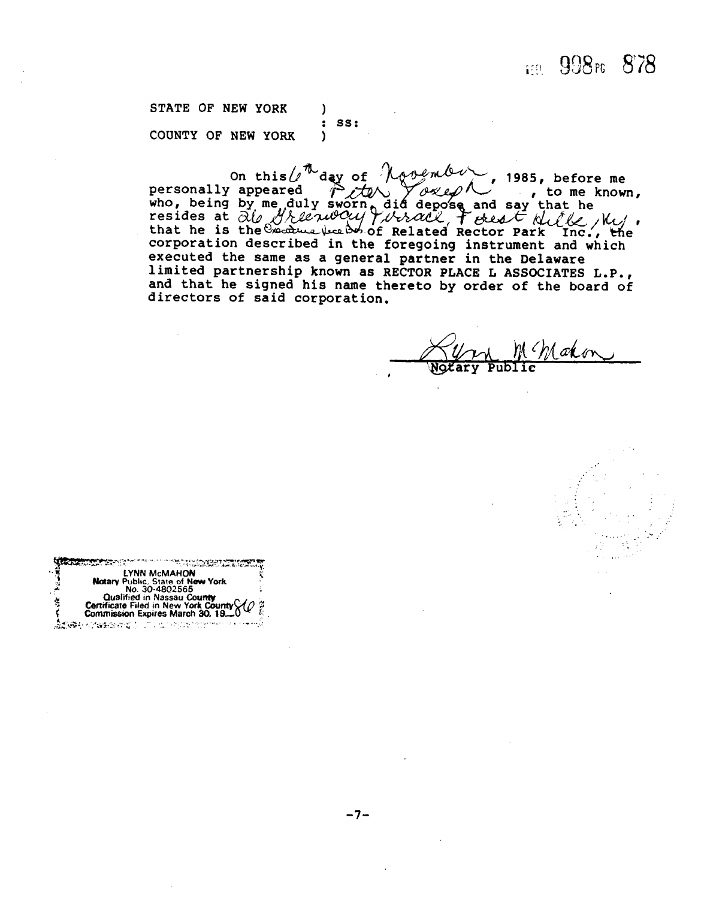STATE OF NEW YORK )
: ss:
COUNTY OF NEW YORK )

On this 6th day of November, 1985, before me personally appeared Peter Joseph, to me known, who, being by me duly sworn, did depose and say that he resides at 26 Greenway Terrace, Forest Hills, NY, that he is the Executive Vice Pres. of Related Rector Park Inc., the corporation described in the foregoing instrument and which executed the same as a general partner in the Delaware limited partnership known as RECTOR PLACE L ASSOCIATES L.P., and that he signed his name thereto by order of the board of directors of said corporation.

Lynn McMahon
Notary Public

LYNN McMAHON
Notary Public, State of New York
No. 30-4802565
Qualified in Nassau County
Certificate Filed in New York County 86
Commission Expires March 30, 19 86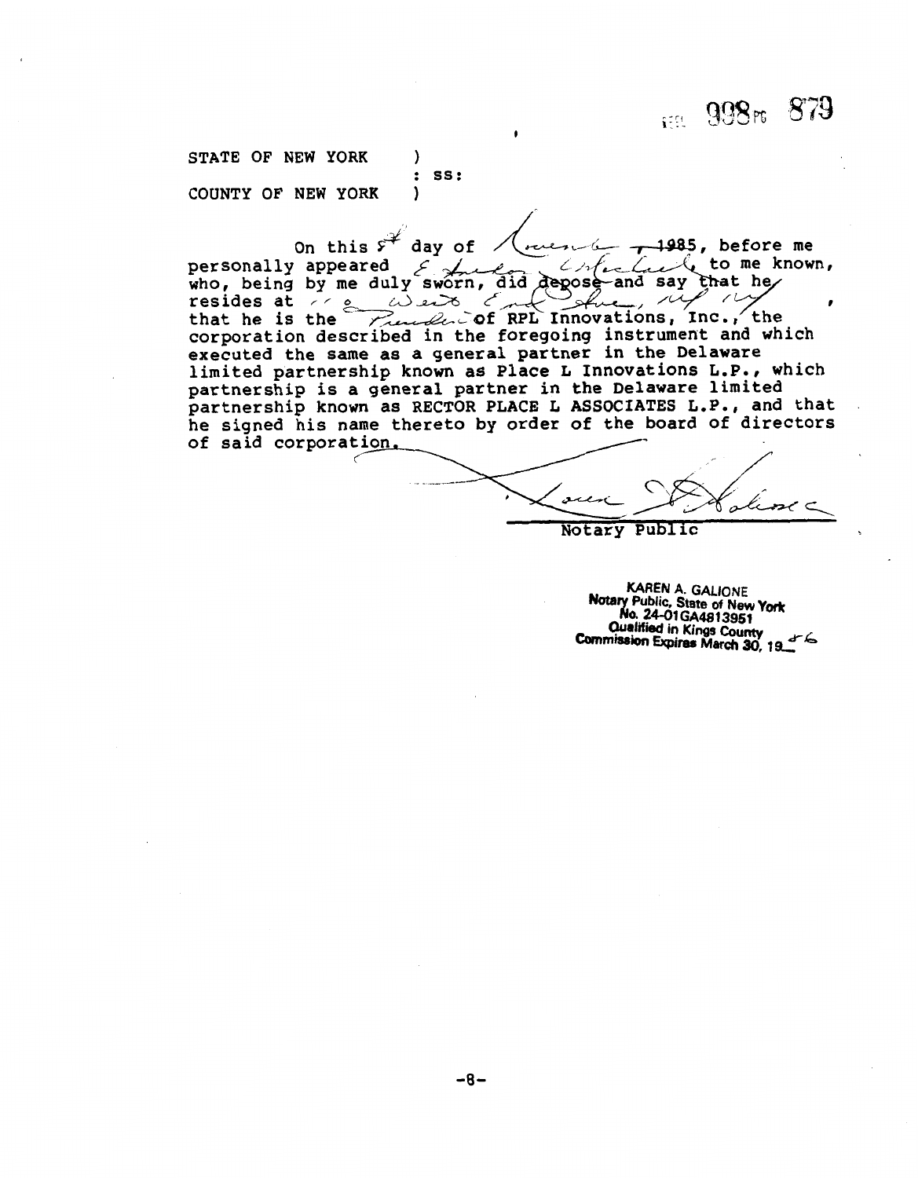REEL 998 PG 879

STATE OF NEW YORK )
: SS:
COUNTY OF NEW YORK )

On this 5th day of November, 1985, before me personally appeared E. Anthony Wilkinson, to me known, who, being by me duly sworn, did depose and say that he resides at 110 West End Ave., NY NY, that he is the President of RPL Innovations, Inc., the corporation described in the foregoing instrument and which executed the same as a general partner in the Delaware limited partnership known as Place L Innovations L.P., which partnership is a general partner in the Delaware limited partnership known as RECTOR PLACE L ASSOCIATES L.P., and that he signed his name thereto by order of the board of directors of said corporation.

Karen A. Galione

Notary Public

KAREN A. GALIONE
Notary Public, State of New York
No. 24-01GA4813951
Qualified in Kings County
Commission Expires March 30, 1986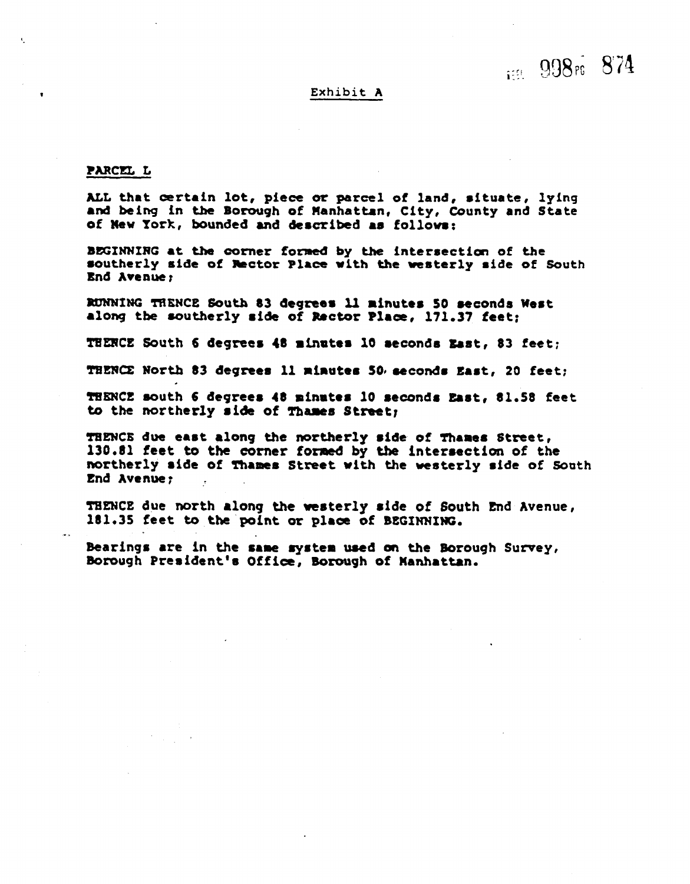# Exhibit A

**PARCEL L**

ALL that certain lot, piece or parcel of land, situate, lying and being in the Borough of Manhattan, City, County and State of New York, bounded and described as follows:

BEGINNING at the corner formed by the intersection of the southerly side of Rector Place with the westerly side of South End Avenue;

RUNNING THENCE South 83 degrees 11 minutes 50 seconds West along the southerly side of Rector Place, 171.37 feet;

THENCE South 6 degrees 48 minutes 10 seconds East, 83 feet;

THENCE North 83 degrees 11 minutes 50 seconds East, 20 feet;

THENCE south 6 degrees 48 minutes 10 seconds East, 81.58 feet to the northerly side of Thames Street;

THENCE due east along the northerly side of Thames Street, 130.81 feet to the corner formed by the intersection of the northerly side of Thames Street with the westerly side of South End Avenue;

THENCE due north along the westerly side of South End Avenue, 181.35 feet to the point or place of BEGINNING.

Bearings are in the same system used on the Borough Survey, Borough President's Office, Borough of Manhattan.